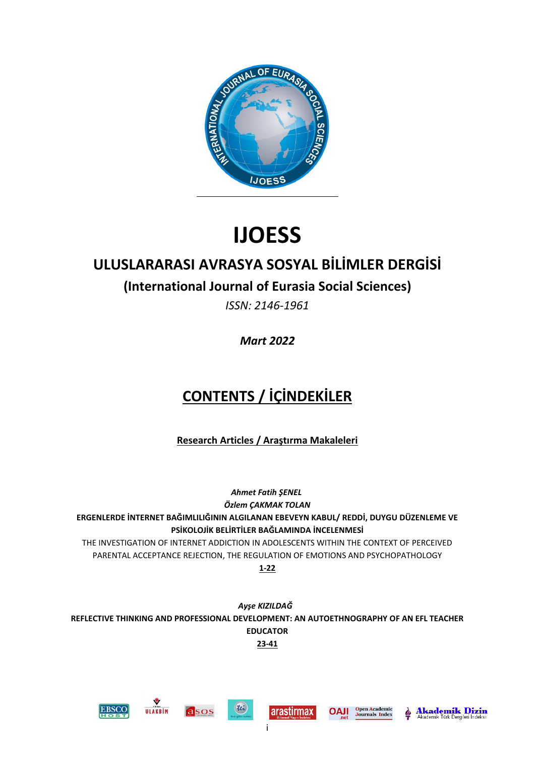# IJOESS

## ULUSLARARASI AVRASYA SOSYAL BİLİMLER DERGİSİ

### (International Journal of Eurasia Social Sciences)

*ISSN: 2146-1961*

***Mart 2022***

## CONTENTS / İÇİNDEKİLER

**Research Articles / Araştırma Makaleleri**

***Ahmet Fatih ŞENEL***
***Özlem ÇAKMAK TOLAN***

**ERGENLERDE İNTERNET BAĞIMLILIĞININ ALGILANAN EBEVEYN KABUL/ REDDİ, DUYGU DÜZENLEME VE PSİKOLOJİK BELİRTİLER BAĞLAMINDA İNCELENMESİ**

THE INVESTIGATION OF INTERNET ADDICTION IN ADOLESCENTS WITHIN THE CONTEXT OF PERCEIVED PARENTAL ACCEPTANCE REJECTION, THE REGULATION OF EMOTIONS AND PSYCHOPATHOLOGY

**1-22**

***Ayşe KIZILDAĞ***

**REFLECTIVE THINKING AND PROFESSIONAL DEVELOPMENT: AN AUTOETHNOGRAPHY OF AN EFL TEACHER EDUCATOR**

**23-41**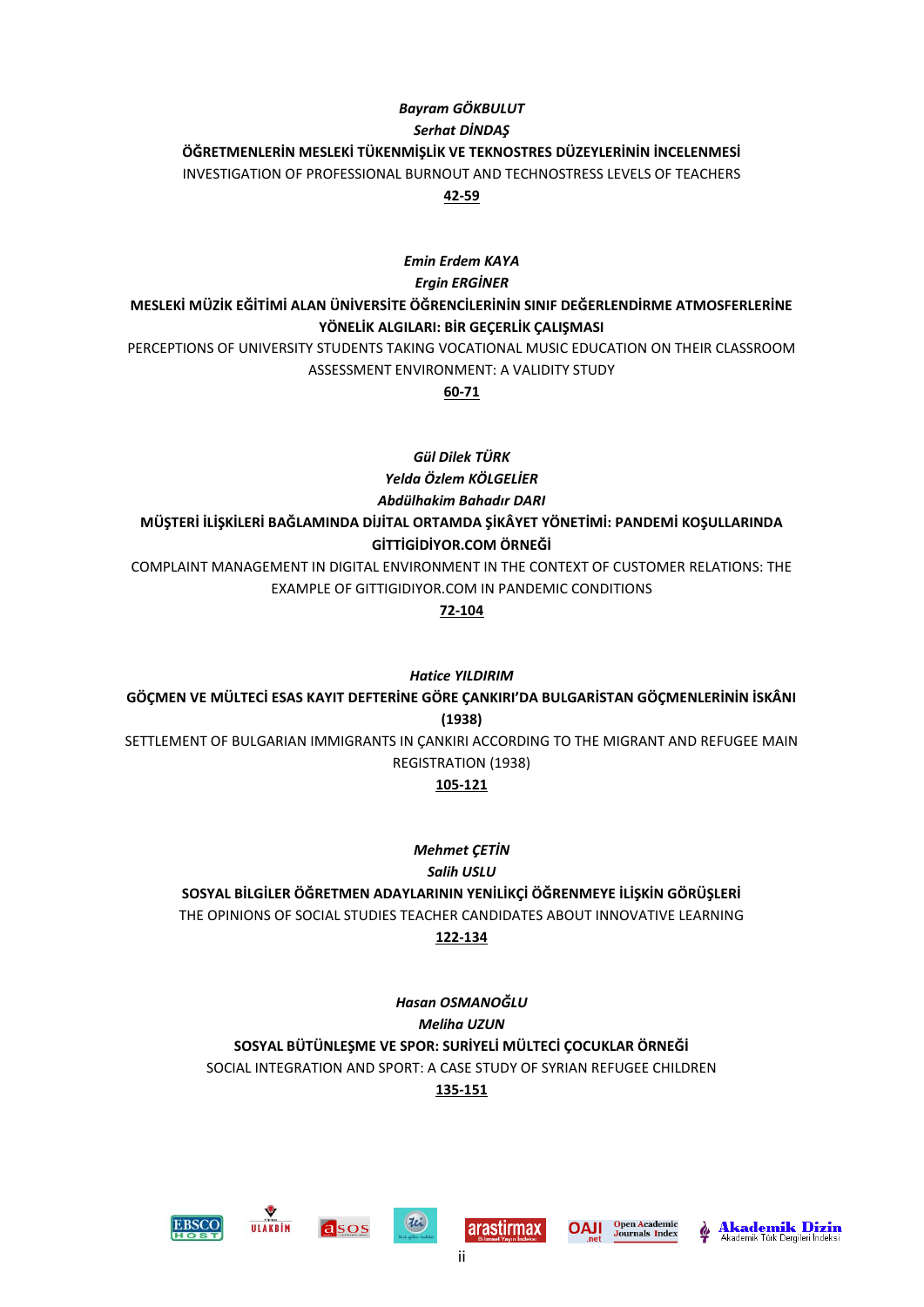*Bayram GÖKBULUT*
*Serhat DİNDAŞ*

**ÖĞRETMENLERİN MESLEKİ TÜKENMİŞLİK VE TEKNOSTRES DÜZEYLERİNİN İNCELENMESİ**

INVESTIGATION OF PROFESSIONAL BURNOUT AND TECHNOSTRESS LEVELS OF TEACHERS

**42-59**

*Emin Erdem KAYA*
*Ergin ERGİNER*

**MESLEKİ MÜZİK EĞİTİMİ ALAN ÜNİVERSİTE ÖĞRENCİLERİNİN SINIF DEĞERLENDİRME ATMOSFERLERİNE YÖNELİK ALGILARI: BİR GEÇERLİK ÇALIŞMASI**

PERCEPTIONS OF UNIVERSITY STUDENTS TAKING VOCATIONAL MUSIC EDUCATION ON THEIR CLASSROOM ASSESSMENT ENVIRONMENT: A VALIDITY STUDY

**60-71**

*Gül Dilek TÜRK*
*Yelda Özlem KÖLGELİER*
*Abdülhakim Bahadır DARI*

**MÜŞTERİ İLİŞKİLERİ BAĞLAMINDA DİJİTAL ORTAMDA ŞİKÂYET YÖNETİMİ: PANDEMİ KOŞULLARINDA GİTTİGİDİYOR.COM ÖRNEĞİ**

COMPLAINT MANAGEMENT IN DIGITAL ENVIRONMENT IN THE CONTEXT OF CUSTOMER RELATIONS: THE EXAMPLE OF GITTIGIDIYOR.COM IN PANDEMIC CONDITIONS

**72-104**

*Hatice YILDIRIM*

**GÖÇMEN VE MÜLTECİ ESAS KAYIT DEFTERİNE GÖRE ÇANKIRI'DA BULGARİSTAN GÖÇMENLERİNİN İSKÂNI (1938)**

SETTLEMENT OF BULGARIAN IMMIGRANTS IN ÇANKIRI ACCORDING TO THE MIGRANT AND REFUGEE MAIN REGISTRATION (1938)

**105-121**

*Mehmet ÇETİN*
*Salih USLU*

**SOSYAL BİLGİLER ÖĞRETMEN ADAYLARININ YENİLİKÇİ ÖĞRENMEYE İLİŞKİN GÖRÜŞLERİ**

THE OPINIONS OF SOCIAL STUDIES TEACHER CANDIDATES ABOUT INNOVATIVE LEARNING

**122-134**

*Hasan OSMANOĞLU*
*Meliha UZUN*

**SOSYAL BÜTÜNLEŞME VE SPOR: SURİYELİ MÜLTECİ ÇOCUKLAR ÖRNEĞİ**

SOCIAL INTEGRATION AND SPORT: A CASE STUDY OF SYRIAN REFUGEE CHILDREN

**135-151**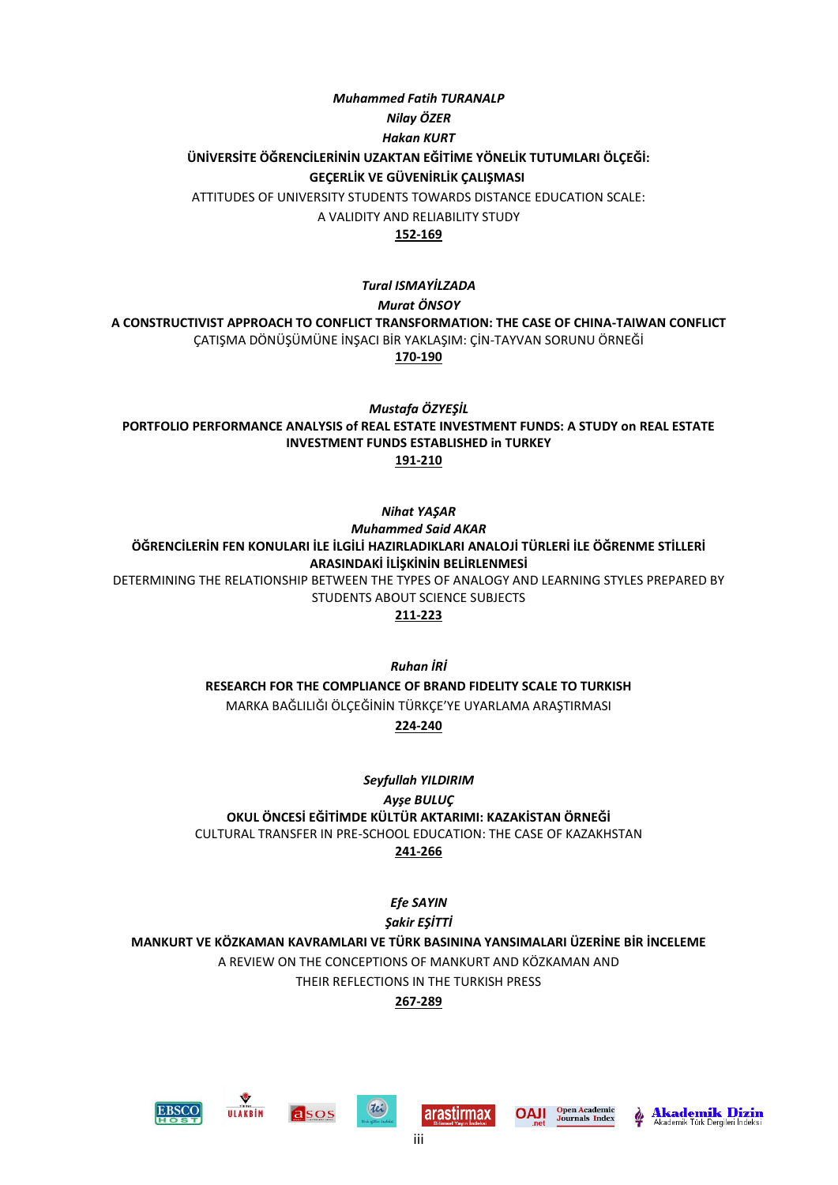*Muhammed Fatih TURANALP*

*Nilay ÖZER*

*Hakan KURT*

**ÜNİVERSİTE ÖĞRENCİLERİNİN UZAKTAN EĞİTİME YÖNELİK TUTUMLARI ÖLÇEĞİ: GEÇERLİK VE GÜVENİRLİK ÇALIŞMASI**

ATTITUDES OF UNIVERSITY STUDENTS TOWARDS DISTANCE EDUCATION SCALE: A VALIDITY AND RELIABILITY STUDY

**152-169**

*Tural ISMAYİLZADA*

*Murat ÖNSOY*

**A CONSTRUCTIVIST APPROACH TO CONFLICT TRANSFORMATION: THE CASE OF CHINA-TAIWAN CONFLICT**

ÇATIŞMA DÖNÜŞÜMÜNE İNŞACI BİR YAKLAŞIM: ÇİN-TAYVAN SORUNU ÖRNEĞİ

**170-190**

*Mustafa ÖZYEŞİL*

**PORTFOLIO PERFORMANCE ANALYSIS of REAL ESTATE INVESTMENT FUNDS: A STUDY on REAL ESTATE INVESTMENT FUNDS ESTABLISHED in TURKEY**

**191-210**

*Nihat YAŞAR*

*Muhammed Said AKAR*

**ÖĞRENCİLERİN FEN KONULARI İLE İLGİLİ HAZIRLADIKLARI ANALOJİ TÜRLERİ İLE ÖĞRENME STİLLERİ ARASINDAKİ İLİŞKİNİN BELİRLENMESİ**

DETERMINING THE RELATIONSHIP BETWEEN THE TYPES OF ANALOGY AND LEARNING STYLES PREPARED BY STUDENTS ABOUT SCIENCE SUBJECTS

**211-223**

*Ruhan İRİ*

**RESEARCH FOR THE COMPLIANCE OF BRAND FIDELITY SCALE TO TURKISH**

MARKA BAĞLILIĞI ÖLÇEĞİNİN TÜRKÇE'YE UYARLAMA ARAŞTIRMASI

**224-240**

*Seyfullah YILDIRIM*

*Ayşe BULUÇ*

**OKUL ÖNCESİ EĞİTİMDE KÜLTÜR AKTARIMI: KAZAKİSTAN ÖRNEĞİ**

CULTURAL TRANSFER IN PRE-SCHOOL EDUCATION: THE CASE OF KAZAKHSTAN

**241-266**

*Efe SAYIN*

*Şakir EŞİTTİ*

**MANKURT VE KÖZKAMAN KAVRAMLARI VE TÜRK BASININA YANSIMALARI ÜZERİNE BİR İNCELEME**

A REVIEW ON THE CONCEPTIONS OF MANKURT AND KÖZKAMAN AND THEIR REFLECTIONS IN THE TURKISH PRESS

**267-289**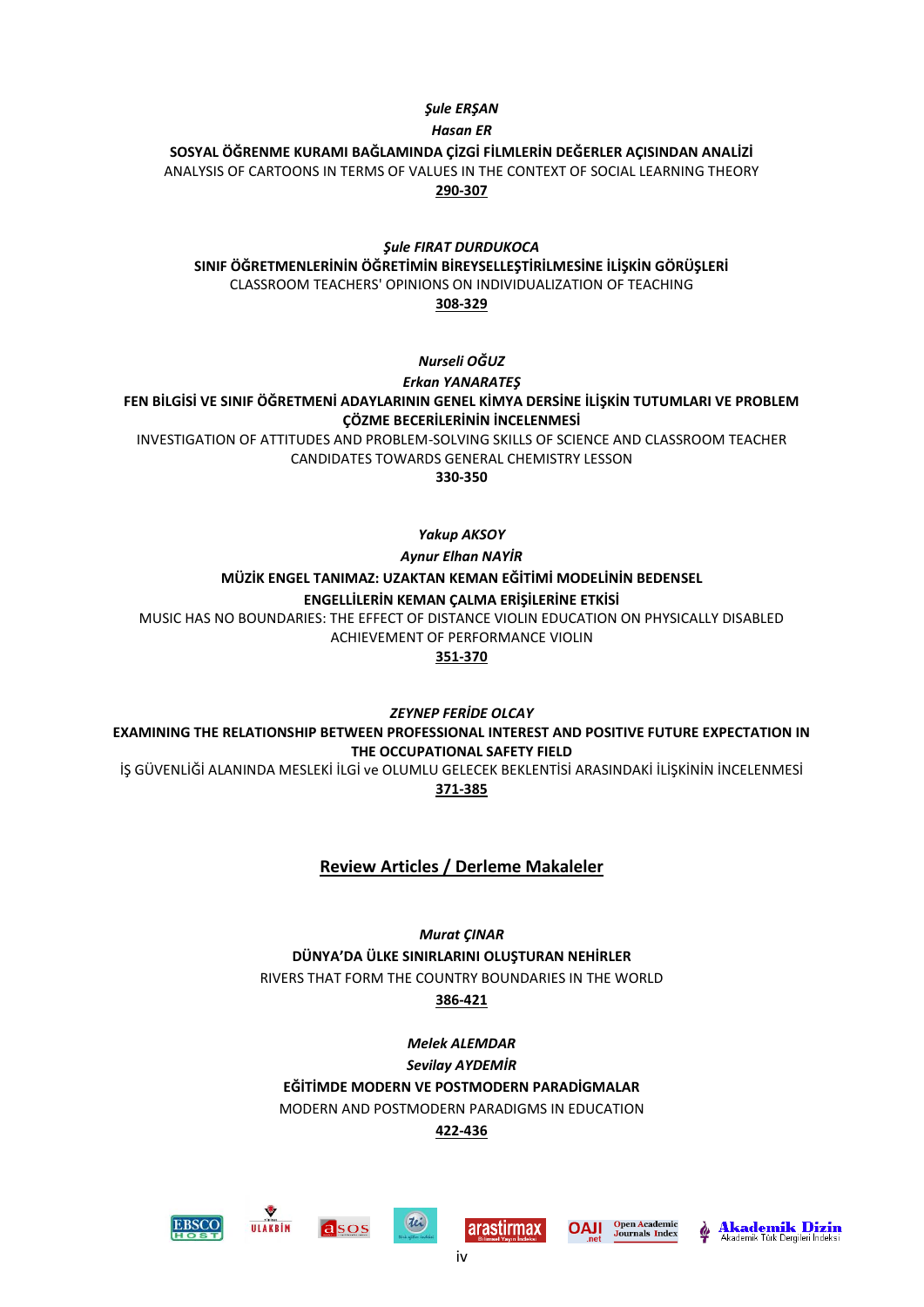*Şule ERŞAN*

*Hasan ER*

**SOSYAL ÖĞRENME KURAMI BAĞLAMINDA ÇİZGİ FİLMLERİN DEĞERLER AÇISINDAN ANALİZİ**

ANALYSIS OF CARTOONS IN TERMS OF VALUES IN THE CONTEXT OF SOCIAL LEARNING THEORY

**290-307**

*Şule FIRAT DURDUKOCA*

**SINIF ÖĞRETMENLERİNİN ÖĞRETİMİN BİREYSELLEŞTİRİLMESİNE İLİŞKİN GÖRÜŞLERİ**

CLASSROOM TEACHERS' OPINIONS ON INDIVIDUALIZATION OF TEACHING

**308-329**

*Nurseli OĞUZ*

*Erkan YANARATEŞ*

**FEN BİLGİSİ VE SINIF ÖĞRETMENİ ADAYLARININ GENEL KİMYA DERSİNE İLİŞKİN TUTUMLARI VE PROBLEM ÇÖZME BECERİLERİNİN İNCELENMESİ**

INVESTIGATION OF ATTITUDES AND PROBLEM-SOLVING SKILLS OF SCIENCE AND CLASSROOM TEACHER CANDIDATES TOWARDS GENERAL CHEMISTRY LESSON

**330-350**

*Yakup AKSOY*

*Aynur Elhan NAYİR*

**MÜZİK ENGEL TANIMAZ: UZAKTAN KEMAN EĞİTİMİ MODELİNİN BEDENSEL ENGELLİLERİN KEMAN ÇALMA ERİŞİLERİNE ETKİSİ**

MUSIC HAS NO BOUNDARIES: THE EFFECT OF DISTANCE VIOLIN EDUCATION ON PHYSICALLY DISABLED ACHIEVEMENT OF PERFORMANCE VIOLIN

**351-370**

*ZEYNEP FERİDE OLCAY*

**EXAMINING THE RELATIONSHIP BETWEEN PROFESSIONAL INTEREST AND POSITIVE FUTURE EXPECTATION IN THE OCCUPATIONAL SAFETY FIELD**

İŞ GÜVENLİĞİ ALANINDA MESLEKİ İLGİ ve OLUMLU GELECEK BEKLENTİSİ ARASINDAKİ İLİŞKİNİN İNCELENMESİ

**371-385**

## Review Articles / Derleme Makaleler

*Murat ÇINAR*

**DÜNYA'DA ÜLKE SINIRLARINI OLUŞTURAN NEHİRLER**

RIVERS THAT FORM THE COUNTRY BOUNDARIES IN THE WORLD

**386-421**

*Melek ALEMDAR*

*Sevilay AYDEMİR*

**EĞİTİMDE MODERN VE POSTMODERN PARADİGMALAR**

MODERN AND POSTMODERN PARADIGMS IN EDUCATION

**422-436**